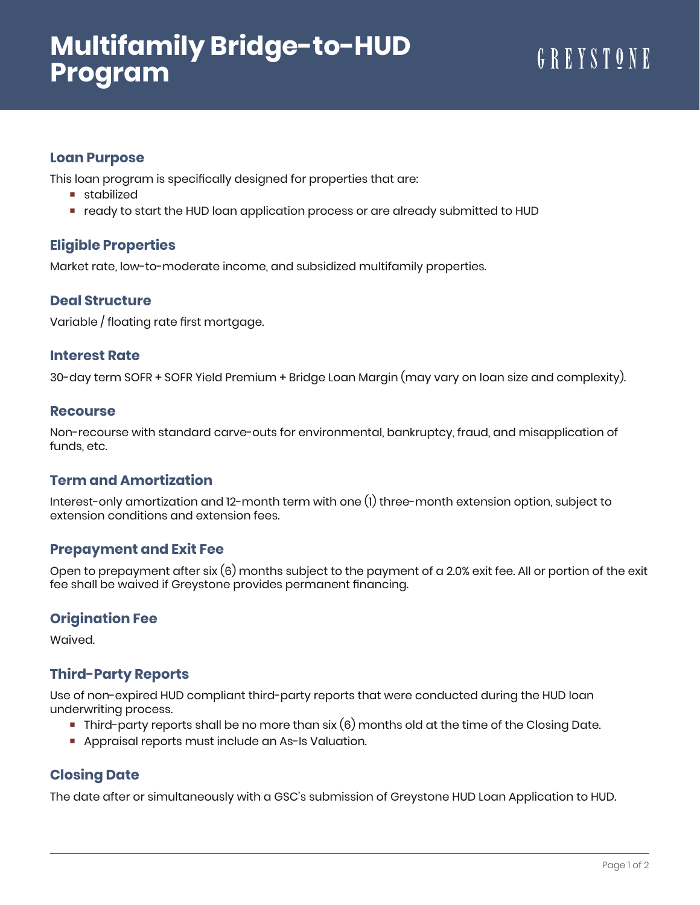# Multifamily Bridge-to-HUD Program

GREYSTONE

## Loan Purpose

This loan program is specifically designed for properties that are:

- stabilized
- ready to start the HUD loan application process or are already submitted to HUD

## Eligible Properties

Market rate, low-to-moderate income, and subsidized multifamily properties.

## Deal Structure

Variable / floating rate first mortgage.

## Interest Rate

30-day term SOFR + SOFR Yield Premium + Bridge Loan Margin (may vary on loan size and complexity).

## Recourse

Non-recourse with standard carve-outs for environmental, bankruptcy, fraud, and misapplication of funds, etc.

## Term and Amortization

Interest-only amortization and 12-month term with one (1) three-month extension option, subject to extension conditions and extension fees.

## Prepayment and Exit Fee

Open to prepayment after six (6) months subject to the payment of a 2.0% exit fee. All or portion of the exit fee shall be waived if Greystone provides permanent financing.

## Origination Fee

Waived.

## Third-Party Reports

Use of non-expired HUD compliant third-party reports that were conducted during the HUD loan underwriting process.

- Third-party reports shall be no more than six (6) months old at the time of the Closing Date.
- Appraisal reports must include an As-Is Valuation.

## Closing Date

The date after or simultaneously with a GSC's submission of Greystone HUD Loan Application to HUD.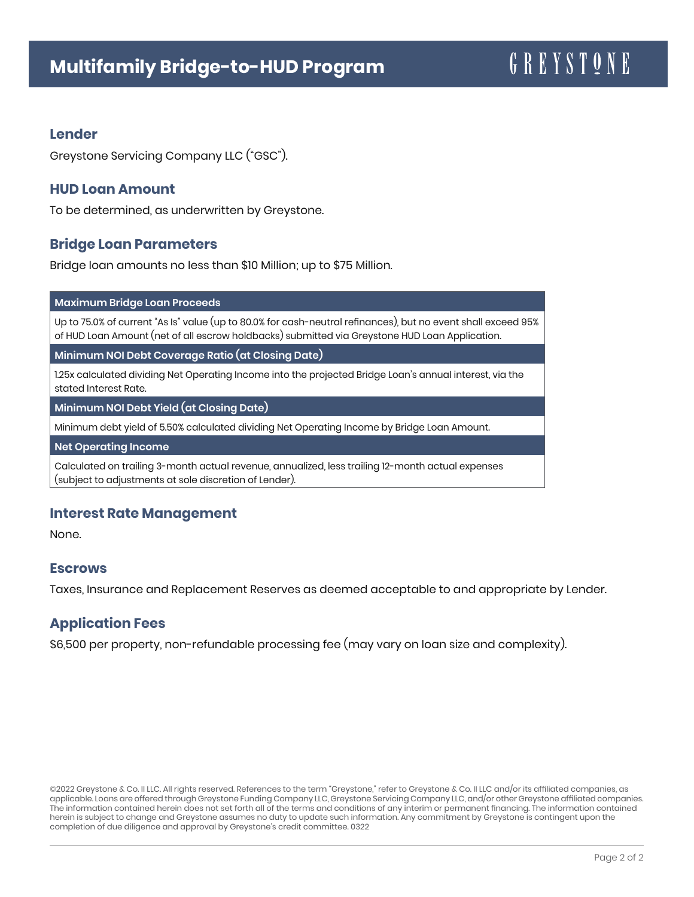# Multifamily Bridge-to-HUD Program

GREYSTONE

## Lender

Greystone Servicing Company LLC ("GSC").

## HUD Loan Amount

To be determined, as underwritten by Greystone.

## Bridge Loan Parameters

Bridge loan amounts no less than $10 Million; up to $75 Million.

| Maximum Bridge Loan Proceeds |
|---|
| Up to 75.0% of current "As Is" value (up to 80.0% for cash-neutral refinances), but no event shall exceed 95% of HUD Loan Amount (net of all escrow holdbacks) submitted via Greystone HUD Loan Application. |
| **Minimum NOI Debt Coverage Ratio (at Closing Date)** |
| 1.25x calculated dividing Net Operating Income into the projected Bridge Loan's annual interest, via the stated Interest Rate. |
| **Minimum NOI Debt Yield (at Closing Date)** |
| Minimum debt yield of 5.50% calculated dividing Net Operating Income by Bridge Loan Amount. |
| **Net Operating Income** |
| Calculated on trailing 3-month actual revenue, annualized, less trailing 12-month actual expenses (subject to adjustments at sole discretion of Lender). |

## Interest Rate Management

None.

## Escrows

Taxes, Insurance and Replacement Reserves as deemed acceptable to and appropriate by Lender.

## Application Fees

$6,500 per property, non-refundable processing fee (may vary on loan size and complexity).

©2022 Greystone & Co. II LLC. All rights reserved. References to the term "Greystone," refer to Greystone & Co. II LLC and/or its affiliated companies, as applicable. Loans are offered through Greystone Funding Company LLC, Greystone Servicing Company LLC, and/or other Greystone affiliated companies. The information contained herein does not set forth all of the terms and conditions of any interim or permanent financing. The information contained herein is subject to change and Greystone assumes no duty to update such information. Any commitment by Greystone is contingent upon the completion of due diligence and approval by Greystone's credit committee. 0322